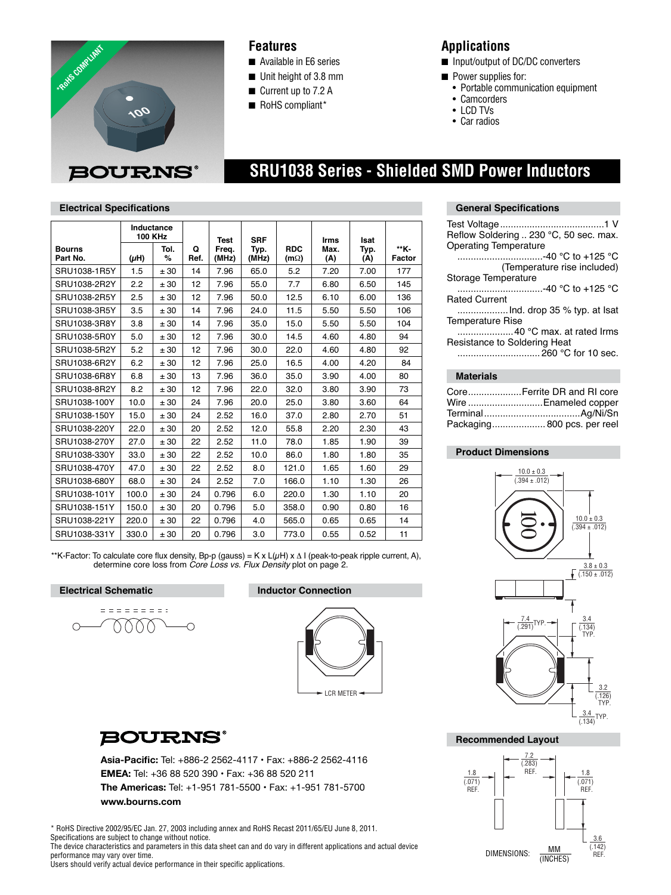# SRU1038 Series - Shielded SMD Power Inductors

BOURNS®

*RoHS COMPLIANT

## Features

- Available in E6 series
- Unit height of 3.8 mm
- Current up to 7.2 A
- RoHS compliant*

## Applications

- Input/output of DC/DC converters
- Power supplies for:
  - Portable communication equipment
  - Camcorders
  - LCD TVs
  - Car radios

## Electrical Specifications

| Bourns Part No. | Inductance 100 KHz (μH) | Tol. % | Q Ref. | Test Freq. (MHz) | SRF Typ. (MHz) | RDC (mΩ) | Irms Max. (A) | Isat Typ. (A) | **K-Factor |
|---|---|---|---|---|---|---|---|---|---|
| SRU1038-1R5Y | 1.5 | ± 30 | 14 | 7.96 | 65.0 | 5.2 | 7.20 | 7.00 | 177 |
| SRU1038-2R2Y | 2.2 | ± 30 | 12 | 7.96 | 55.0 | 7.7 | 6.80 | 6.50 | 145 |
| SRU1038-2R5Y | 2.5 | ± 30 | 12 | 7.96 | 50.0 | 12.5 | 6.10 | 6.00 | 136 |
| SRU1038-3R5Y | 3.5 | ± 30 | 14 | 7.96 | 24.0 | 11.5 | 5.50 | 5.50 | 106 |
| SRU1038-3R8Y | 3.8 | ± 30 | 14 | 7.96 | 35.0 | 15.0 | 5.50 | 5.50 | 104 |
| SRU1038-5R0Y | 5.0 | ± 30 | 12 | 7.96 | 30.0 | 14.5 | 4.60 | 4.80 | 94 |
| SRU1038-5R2Y | 5.2 | ± 30 | 12 | 7.96 | 30.0 | 22.0 | 4.60 | 4.80 | 92 |
| SRU1038-6R2Y | 6.2 | ± 30 | 12 | 7.96 | 25.0 | 16.5 | 4.00 | 4.20 | 84 |
| SRU1038-6R8Y | 6.8 | ± 30 | 13 | 7.96 | 36.0 | 35.0 | 3.90 | 4.00 | 80 |
| SRU1038-8R2Y | 8.2 | ± 30 | 12 | 7.96 | 22.0 | 32.0 | 3.80 | 3.90 | 73 |
| SRU1038-100Y | 10.0 | ± 30 | 24 | 7.96 | 20.0 | 25.0 | 3.80 | 3.60 | 64 |
| SRU1038-150Y | 15.0 | ± 30 | 24 | 2.52 | 16.0 | 37.0 | 2.80 | 2.70 | 51 |
| SRU1038-220Y | 22.0 | ± 30 | 20 | 2.52 | 12.0 | 55.8 | 2.20 | 2.30 | 43 |
| SRU1038-270Y | 27.0 | ± 30 | 22 | 2.52 | 11.0 | 78.0 | 1.85 | 1.90 | 39 |
| SRU1038-330Y | 33.0 | ± 30 | 22 | 2.52 | 10.0 | 86.0 | 1.80 | 1.80 | 35 |
| SRU1038-470Y | 47.0 | ± 30 | 22 | 2.52 | 8.0 | 121.0 | 1.65 | 1.60 | 29 |
| SRU1038-680Y | 68.0 | ± 30 | 24 | 2.52 | 7.0 | 166.0 | 1.10 | 1.30 | 26 |
| SRU1038-101Y | 100.0 | ± 30 | 24 | 0.796 | 6.0 | 220.0 | 1.30 | 1.10 | 20 |
| SRU1038-151Y | 150.0 | ± 30 | 20 | 0.796 | 5.0 | 358.0 | 0.90 | 0.80 | 16 |
| SRU1038-221Y | 220.0 | ± 30 | 22 | 0.796 | 4.0 | 565.0 | 0.65 | 0.65 | 14 |
| SRU1038-331Y | 330.0 | ± 30 | 20 | 0.796 | 3.0 | 773.0 | 0.55 | 0.52 | 11 |

**K-Factor: To calculate core flux density, Bp-p (gauss) = K x L(μH) x Δ I (peak-to-peak ripple current, A), determine core loss from *Core Loss vs. Flux Density* plot on page 2.

## General Specifications

- Test Voltage ....................................... 1 V
- Reflow Soldering .. 230 °C, 50 sec. max.
- Operating Temperature ................................ -40 °C to +125 °C (Temperature rise included)
- Storage Temperature ................................ -40 °C to +125 °C
- Rated Current ................... Ind. drop 35 % typ. at Isat
- Temperature Rise ..................... 40 °C max. at rated Irms
- Resistance to Soldering Heat ............................... 260 °C for 10 sec.

## Materials

- Core .................... Ferrite DR and RI core
- Wire ............................ Enameled copper
- Terminal .................................... Ag/Ni/Sn
- Packaging .................... 800 pcs. per reel

## Product Dimensions

10.0 ± 0.3 (.394 ± .012)

10.0 ± 0.3 (.394 ± .012)

3.8 ± 0.3 (.150 ± .012)

7.4 (.291) TYP.

3.4 (.134) TYP.

3.2 (.126) TYP.

3.4 (.134) TYP.

## Recommended Layout

7.2 (.283) REF.

1.8 (.071) REF.

1.8 (.071) REF.

3.6 (.142) REF.

DIMENSIONS: MM (INCHES)

## Electrical Schematic

## Inductor Connection

LCR METER

BOURNS®

**Asia-Pacific:** Tel: +886-2 2562-4117 • Fax: +886-2 2562-4116
**EMEA:** Tel: +36 88 520 390 • Fax: +36 88 520 211
**The Americas:** Tel: +1-951 781-5500 • Fax: +1-951 781-5700
**www.bourns.com**

\* RoHS Directive 2002/95/EC Jan. 27, 2003 including annex and RoHS Recast 2011/65/EU June 8, 2011.
Specifications are subject to change without notice.
The device characteristics and parameters in this data sheet can and do vary in different applications and actual device performance may vary over time.
Users should verify actual device performance in their specific applications.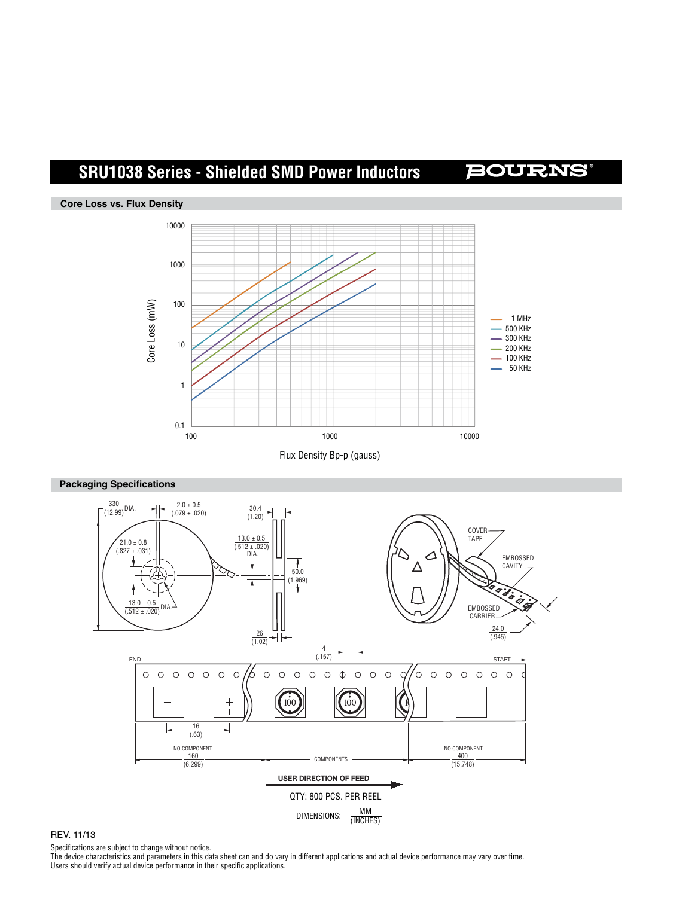# SRU1038 Series - Shielded SMD Power Inductors

## Core Loss vs. Flux Density

Core Loss (mW)

10000
1000
100
10
1
0.1

100
1000
10000

Flux Density Bp-p (gauss)

1 MHz
500 KHz
300 KHz
200 KHz
100 KHz
50 KHz

## Packaging Specifications

330 (12.99) DIA.

2.0 ± 0.5 (.079 ± .020)

30.4 (1.20)

13.0 ± 0.5 (.512 ± .020) DIA.

21.0 ± 0.8 (.827 ± .031)

50.0 (1.969)

13.0 ± 0.5 (.512 ± .020) DIA.

26 (1.02)

COVER TAPE

EMBOSSED CAVITY

EMBOSSED CARRIER

24.0 (.945)

4 (.157)

END

START

16 (.63)

NO COMPONENT 160 (6.299)

COMPONENTS

NO COMPONENT 400 (15.748)

USER DIRECTION OF FEED

QTY: 800 PCS. PER REEL

DIMENSIONS: MM (INCHES)

REV. 11/13

Specifications are subject to change without notice.
The device characteristics and parameters in this data sheet can and do vary in different applications and actual device performance may vary over time.
Users should verify actual device performance in their specific applications.